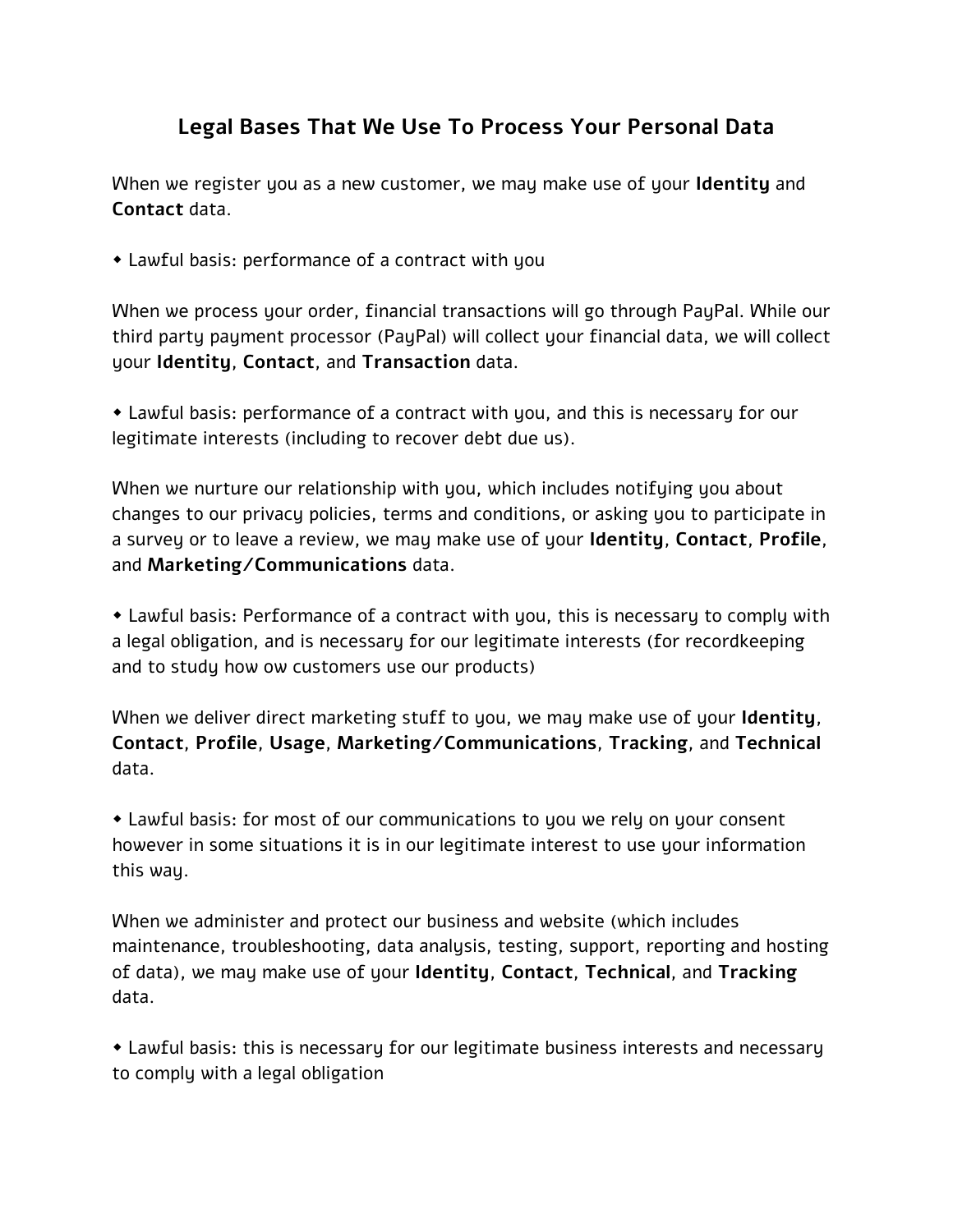## Legal Bases That We Use To Process Your Personal Data

When we register you as a new customer, we may make use of your **Identity** and **Contact** data.

- Lawful basis: performance of a contract with you

When we process your order, financial transactions will go through PayPal. While our third party payment processor (PayPal) will collect your financial data, we will collect your **Identity**, **Contact**, and **Transaction** data.

- Lawful basis: performance of a contract with you, and this is necessary for our legitimate interests (including to recover debt due us).

When we nurture our relationship with you, which includes notifying you about changes to our privacy policies, terms and conditions, or asking you to participate in a survey or to leave a review, we may make use of your **Identity**, **Contact**, **Profile**, and **Marketing/Communications** data.

- Lawful basis: Performance of a contract with you, this is necessary to comply with a legal obligation, and is necessary for our legitimate interests (for recordkeeping and to study how ow customers use our products)

When we deliver direct marketing stuff to you, we may make use of your **Identity**, **Contact**, **Profile**, **Usage**, **Marketing/Communications**, **Tracking**, and **Technical** data.

- Lawful basis: for most of our communications to you we rely on your consent however in some situations it is in our legitimate interest to use your information this way.

When we administer and protect our business and website (which includes maintenance, troubleshooting, data analysis, testing, support, reporting and hosting of data), we may make use of your **Identity**, **Contact**, **Technical**, and **Tracking** data.

- Lawful basis: this is necessary for our legitimate business interests and necessary to comply with a legal obligation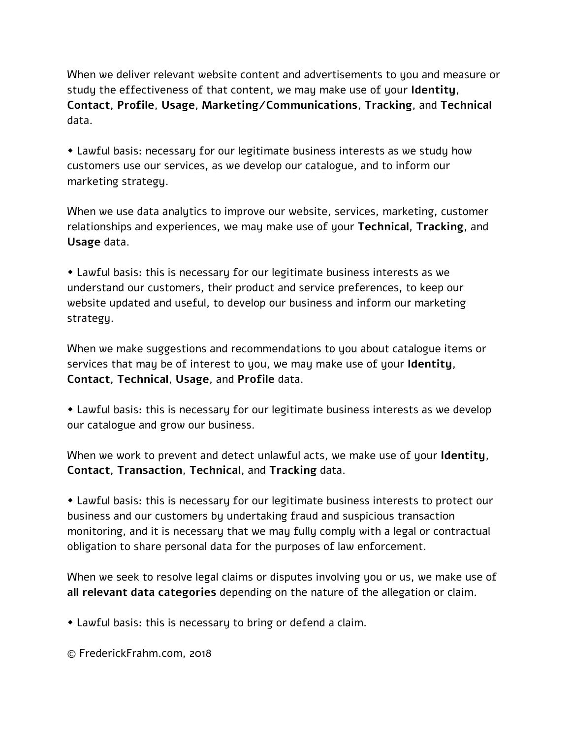When we deliver relevant website content and advertisements to you and measure or study the effectiveness of that content, we may make use of your **Identity**, **Contact**, **Profile**, **Usage**, **Marketing/Communications**, **Tracking**, and **Technical** data.

◆ Lawful basis: necessary for our legitimate business interests as we study how customers use our services, as we develop our catalogue, and to inform our marketing strategy.

When we use data analytics to improve our website, services, marketing, customer relationships and experiences, we may make use of your **Technical**, **Tracking**, and **Usage** data.

◆ Lawful basis: this is necessary for our legitimate business interests as we understand our customers, their product and service preferences, to keep our website updated and useful, to develop our business and inform our marketing strategy.

When we make suggestions and recommendations to you about catalogue items or services that may be of interest to you, we may make use of your **Identity**, **Contact**, **Technical**, **Usage**, and **Profile** data.

◆ Lawful basis: this is necessary for our legitimate business interests as we develop our catalogue and grow our business.

When we work to prevent and detect unlawful acts, we make use of your **Identity**, **Contact**, **Transaction**, **Technical**, and **Tracking** data.

◆ Lawful basis: this is necessary for our legitimate business interests to protect our business and our customers by undertaking fraud and suspicious transaction monitoring, and it is necessary that we may fully comply with a legal or contractual obligation to share personal data for the purposes of law enforcement.

When we seek to resolve legal claims or disputes involving you or us, we make use of **all relevant data categories** depending on the nature of the allegation or claim.

◆ Lawful basis: this is necessary to bring or defend a claim.

© FrederickFrahm.com, 2018